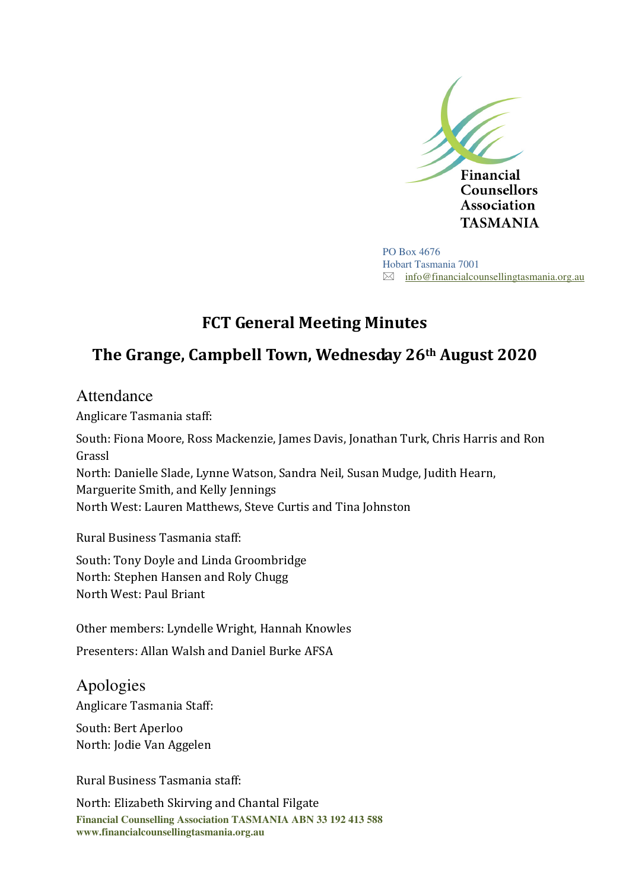Financial Counsellors Association TASMANIA

PO Box 4676
Hobart Tasmania 7001
info@financialcounsellingtasmania.org.au

# FCT General Meeting Minutes

## The Grange, Campbell Town, Wednesday 26th August 2020

## Attendance

Anglicare Tasmania staff:

South: Fiona Moore, Ross Mackenzie, James Davis, Jonathan Turk, Chris Harris and Ron Grassl
North: Danielle Slade, Lynne Watson, Sandra Neil, Susan Mudge, Judith Hearn, Marguerite Smith, and Kelly Jennings
North West: Lauren Matthews, Steve Curtis and Tina Johnston

Rural Business Tasmania staff:

South: Tony Doyle and Linda Groombridge
North: Stephen Hansen and Roly Chugg
North West: Paul Briant

Other members: Lyndelle Wright, Hannah Knowles

Presenters: Allan Walsh and Daniel Burke AFSA

## Apologies

Anglicare Tasmania Staff:

South: Bert Aperloo
North: Jodie Van Aggelen

Rural Business Tasmania staff:

North: Elizabeth Skirving and Chantal Filgate

Financial Counselling Association TASMANIA ABN 33 192 413 588
www.financialcounsellingtasmania.org.au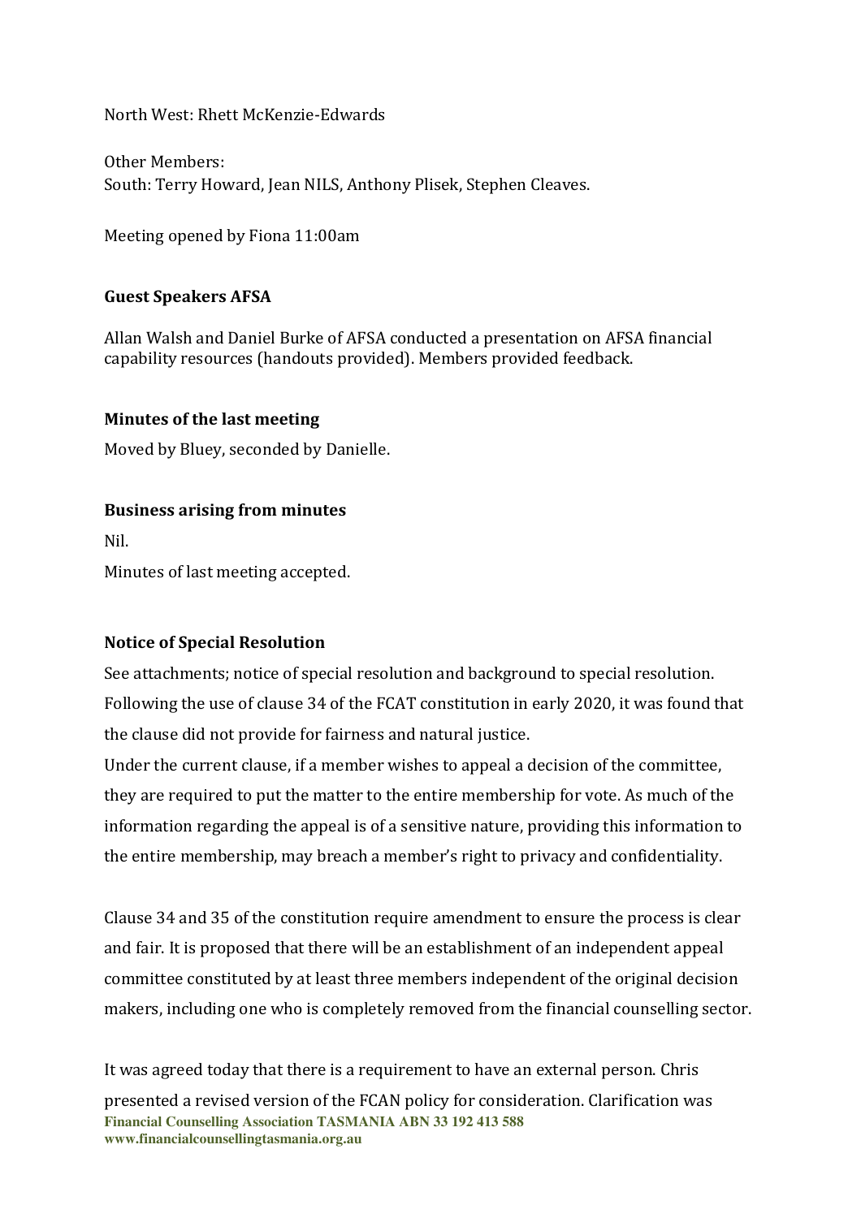North West: Rhett McKenzie-Edwards

Other Members:
South: Terry Howard, Jean NILS, Anthony Plisek, Stephen Cleaves.

Meeting opened by Fiona 11:00am

**Guest Speakers AFSA**

Allan Walsh and Daniel Burke of AFSA conducted a presentation on AFSA financial capability resources (handouts provided). Members provided feedback.

**Minutes of the last meeting**

Moved by Bluey, seconded by Danielle.

**Business arising from minutes**

Nil.

Minutes of last meeting accepted.

**Notice of Special Resolution**

See attachments; notice of special resolution and background to special resolution. Following the use of clause 34 of the FCAT constitution in early 2020, it was found that the clause did not provide for fairness and natural justice.

Under the current clause, if a member wishes to appeal a decision of the committee, they are required to put the matter to the entire membership for vote. As much of the information regarding the appeal is of a sensitive nature, providing this information to the entire membership, may breach a member's right to privacy and confidentiality.

Clause 34 and 35 of the constitution require amendment to ensure the process is clear and fair. It is proposed that there will be an establishment of an independent appeal committee constituted by at least three members independent of the original decision makers, including one who is completely removed from the financial counselling sector.

It was agreed today that there is a requirement to have an external person. Chris presented a revised version of the FCAN policy for consideration. Clarification was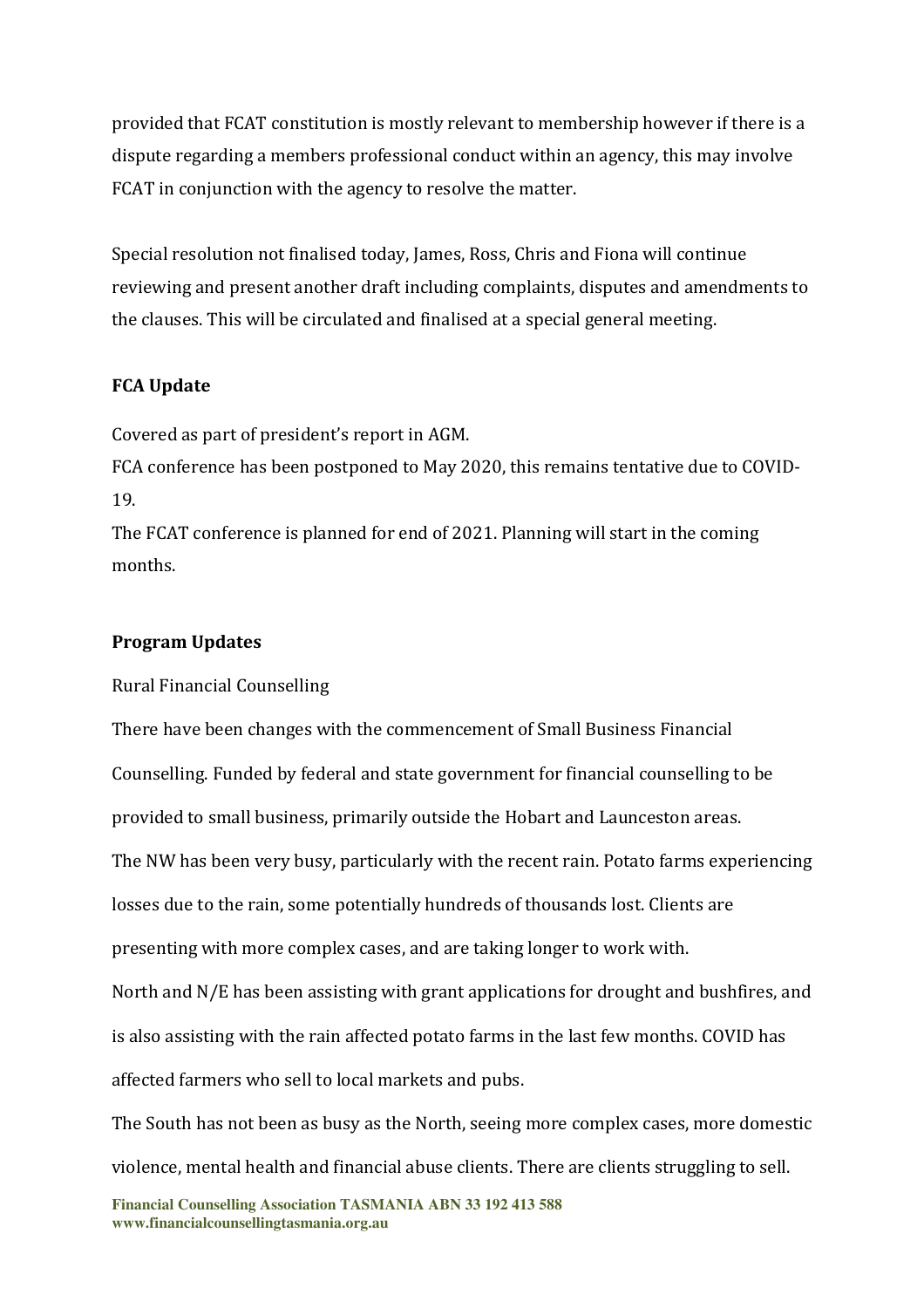provided that FCAT constitution is mostly relevant to membership however if there is a dispute regarding a members professional conduct within an agency, this may involve FCAT in conjunction with the agency to resolve the matter.

Special resolution not finalised today, James, Ross, Chris and Fiona will continue reviewing and present another draft including complaints, disputes and amendments to the clauses. This will be circulated and finalised at a special general meeting.

**FCA Update**

Covered as part of president's report in AGM.
FCA conference has been postponed to May 2020, this remains tentative due to COVID-19.
The FCAT conference is planned for end of 2021. Planning will start in the coming months.

**Program Updates**

Rural Financial Counselling

There have been changes with the commencement of Small Business Financial Counselling. Funded by federal and state government for financial counselling to be provided to small business, primarily outside the Hobart and Launceston areas.
The NW has been very busy, particularly with the recent rain. Potato farms experiencing losses due to the rain, some potentially hundreds of thousands lost. Clients are presenting with more complex cases, and are taking longer to work with.
North and N/E has been assisting with grant applications for drought and bushfires, and is also assisting with the rain affected potato farms in the last few months. COVID has affected farmers who sell to local markets and pubs.
The South has not been as busy as the North, seeing more complex cases, more domestic violence, mental health and financial abuse clients. There are clients struggling to sell.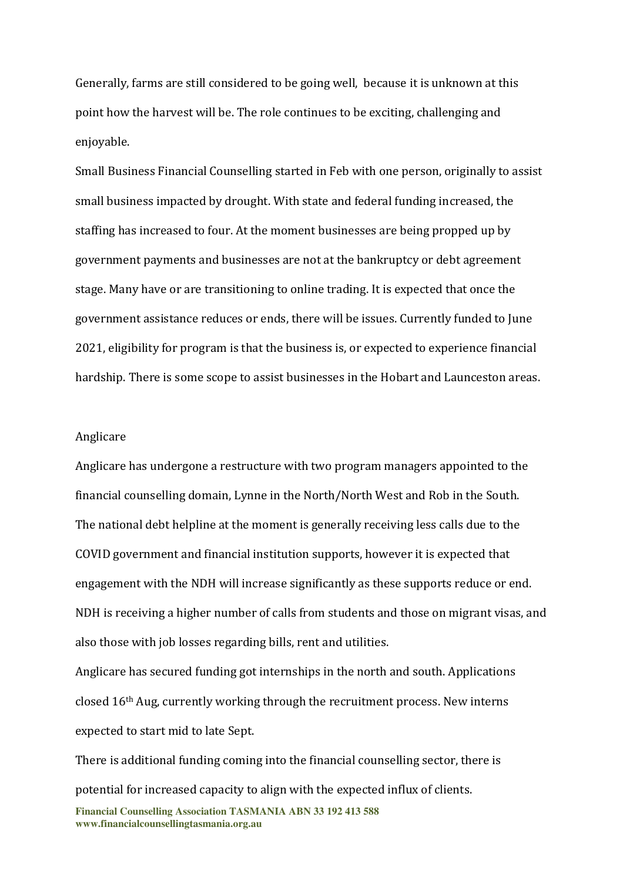Generally, farms are still considered to be going well, because it is unknown at this point how the harvest will be. The role continues to be exciting, challenging and enjoyable.

Small Business Financial Counselling started in Feb with one person, originally to assist small business impacted by drought. With state and federal funding increased, the staffing has increased to four. At the moment businesses are being propped up by government payments and businesses are not at the bankruptcy or debt agreement stage. Many have or are transitioning to online trading. It is expected that once the government assistance reduces or ends, there will be issues. Currently funded to June 2021, eligibility for program is that the business is, or expected to experience financial hardship. There is some scope to assist businesses in the Hobart and Launceston areas.

Anglicare

Anglicare has undergone a restructure with two program managers appointed to the financial counselling domain, Lynne in the North/North West and Rob in the South. The national debt helpline at the moment is generally receiving less calls due to the COVID government and financial institution supports, however it is expected that engagement with the NDH will increase significantly as these supports reduce or end. NDH is receiving a higher number of calls from students and those on migrant visas, and also those with job losses regarding bills, rent and utilities.

Anglicare has secured funding got internships in the north and south. Applications closed 16th Aug, currently working through the recruitment process. New interns expected to start mid to late Sept.

There is additional funding coming into the financial counselling sector, there is potential for increased capacity to align with the expected influx of clients.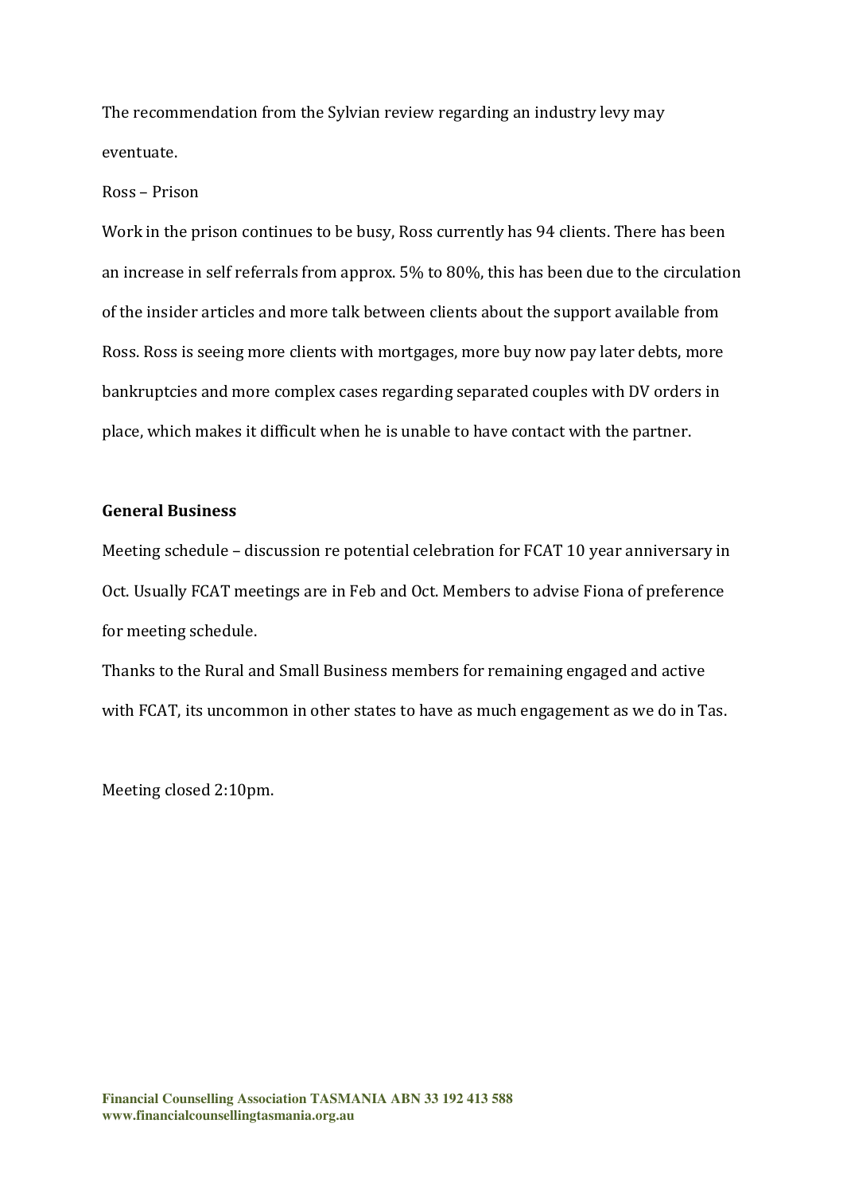The recommendation from the Sylvian review regarding an industry levy may eventuate.

Ross – Prison

Work in the prison continues to be busy, Ross currently has 94 clients. There has been an increase in self referrals from approx. 5% to 80%, this has been due to the circulation of the insider articles and more talk between clients about the support available from Ross. Ross is seeing more clients with mortgages, more buy now pay later debts, more bankruptcies and more complex cases regarding separated couples with DV orders in place, which makes it difficult when he is unable to have contact with the partner.

**General Business**

Meeting schedule – discussion re potential celebration for FCAT 10 year anniversary in Oct. Usually FCAT meetings are in Feb and Oct. Members to advise Fiona of preference for meeting schedule.

Thanks to the Rural and Small Business members for remaining engaged and active with FCAT, its uncommon in other states to have as much engagement as we do in Tas.

Meeting closed 2:10pm.